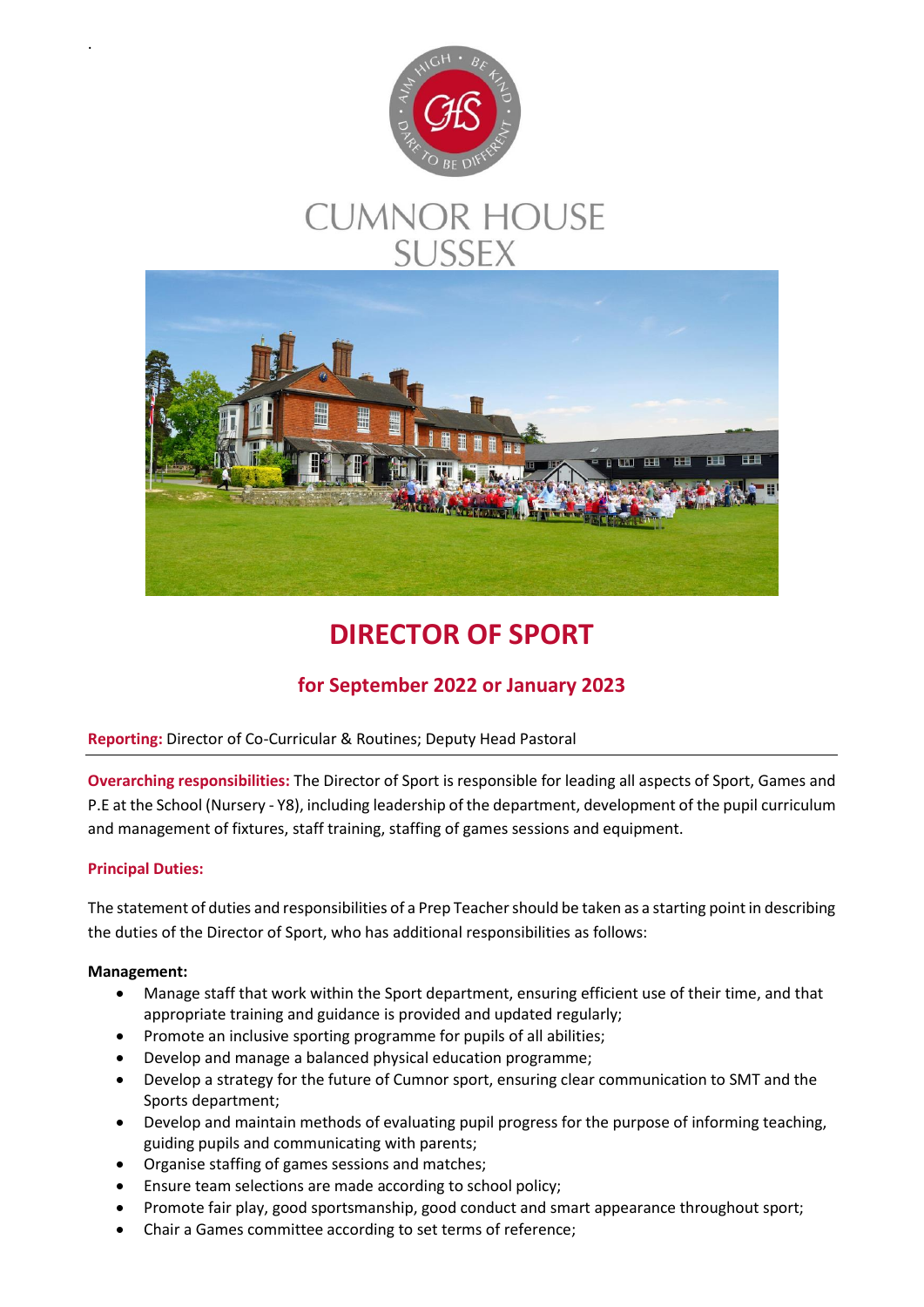CUMNOR HOUSE
SUSSEX

# DIRECTOR OF SPORT

## for September 2022 or January 2023

**Reporting:** Director of Co-Curricular & Routines; Deputy Head Pastoral

**Overarching responsibilities:** The Director of Sport is responsible for leading all aspects of Sport, Games and P.E at the School (Nursery - Y8), including leadership of the department, development of the pupil curriculum and management of fixtures, staff training, staffing of games sessions and equipment.

**Principal Duties:**

The statement of duties and responsibilities of a Prep Teacher should be taken as a starting point in describing the duties of the Director of Sport, who has additional responsibilities as follows:

**Management:**

- Manage staff that work within the Sport department, ensuring efficient use of their time, and that appropriate training and guidance is provided and updated regularly;
- Promote an inclusive sporting programme for pupils of all abilities;
- Develop and manage a balanced physical education programme;
- Develop a strategy for the future of Cumnor sport, ensuring clear communication to SMT and the Sports department;
- Develop and maintain methods of evaluating pupil progress for the purpose of informing teaching, guiding pupils and communicating with parents;
- Organise staffing of games sessions and matches;
- Ensure team selections are made according to school policy;
- Promote fair play, good sportsmanship, good conduct and smart appearance throughout sport;
- Chair a Games committee according to set terms of reference;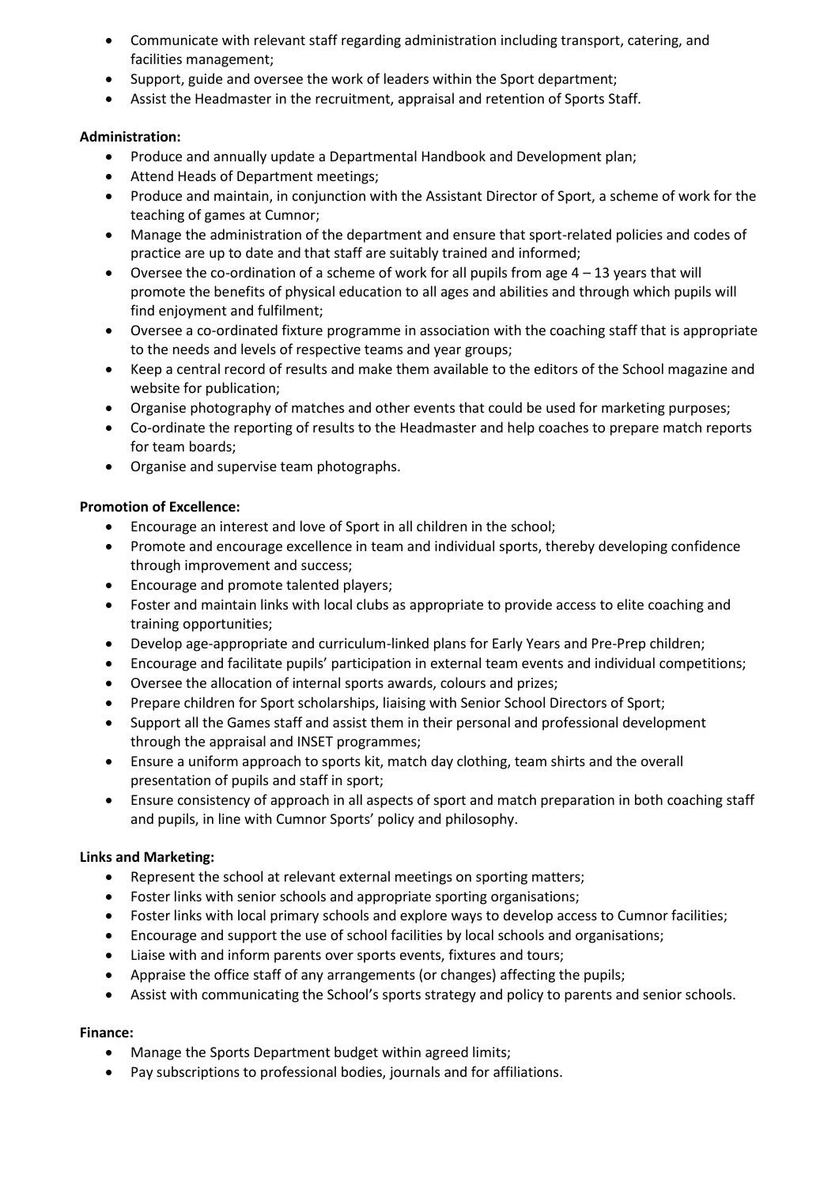- Communicate with relevant staff regarding administration including transport, catering, and facilities management;
- Support, guide and oversee the work of leaders within the Sport department;
- Assist the Headmaster in the recruitment, appraisal and retention of Sports Staff.

**Administration:**

- Produce and annually update a Departmental Handbook and Development plan;
- Attend Heads of Department meetings;
- Produce and maintain, in conjunction with the Assistant Director of Sport, a scheme of work for the teaching of games at Cumnor;
- Manage the administration of the department and ensure that sport-related policies and codes of practice are up to date and that staff are suitably trained and informed;
- Oversee the co-ordination of a scheme of work for all pupils from age 4 – 13 years that will promote the benefits of physical education to all ages and abilities and through which pupils will find enjoyment and fulfilment;
- Oversee a co-ordinated fixture programme in association with the coaching staff that is appropriate to the needs and levels of respective teams and year groups;
- Keep a central record of results and make them available to the editors of the School magazine and website for publication;
- Organise photography of matches and other events that could be used for marketing purposes;
- Co-ordinate the reporting of results to the Headmaster and help coaches to prepare match reports for team boards;
- Organise and supervise team photographs.

**Promotion of Excellence:**

- Encourage an interest and love of Sport in all children in the school;
- Promote and encourage excellence in team and individual sports, thereby developing confidence through improvement and success;
- Encourage and promote talented players;
- Foster and maintain links with local clubs as appropriate to provide access to elite coaching and training opportunities;
- Develop age-appropriate and curriculum-linked plans for Early Years and Pre-Prep children;
- Encourage and facilitate pupils' participation in external team events and individual competitions;
- Oversee the allocation of internal sports awards, colours and prizes;
- Prepare children for Sport scholarships, liaising with Senior School Directors of Sport;
- Support all the Games staff and assist them in their personal and professional development through the appraisal and INSET programmes;
- Ensure a uniform approach to sports kit, match day clothing, team shirts and the overall presentation of pupils and staff in sport;
- Ensure consistency of approach in all aspects of sport and match preparation in both coaching staff and pupils, in line with Cumnor Sports' policy and philosophy.

**Links and Marketing:**

- Represent the school at relevant external meetings on sporting matters;
- Foster links with senior schools and appropriate sporting organisations;
- Foster links with local primary schools and explore ways to develop access to Cumnor facilities;
- Encourage and support the use of school facilities by local schools and organisations;
- Liaise with and inform parents over sports events, fixtures and tours;
- Appraise the office staff of any arrangements (or changes) affecting the pupils;
- Assist with communicating the School's sports strategy and policy to parents and senior schools.

**Finance:**

- Manage the Sports Department budget within agreed limits;
- Pay subscriptions to professional bodies, journals and for affiliations.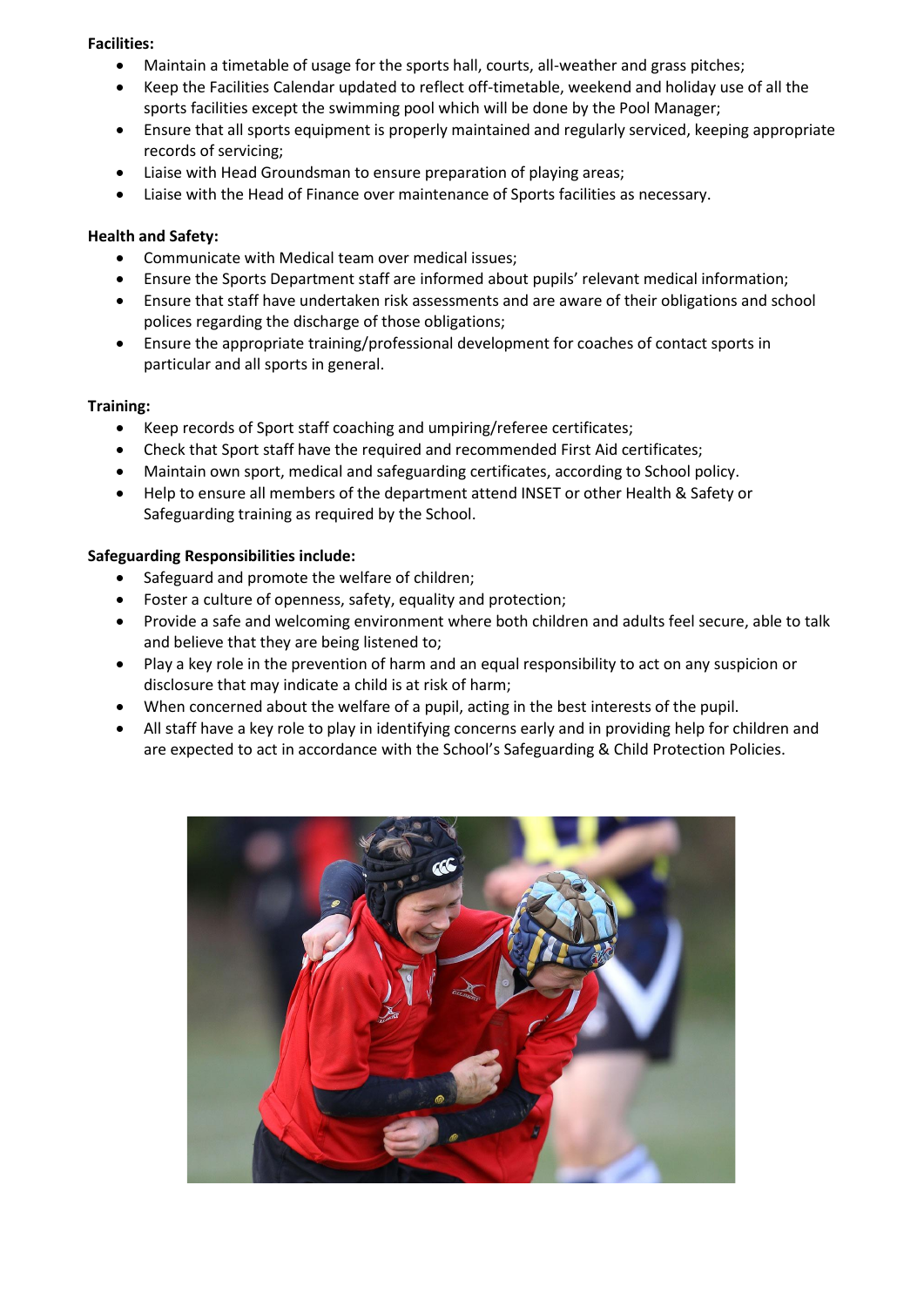**Facilities:**

- Maintain a timetable of usage for the sports hall, courts, all-weather and grass pitches;
- Keep the Facilities Calendar updated to reflect off-timetable, weekend and holiday use of all the sports facilities except the swimming pool which will be done by the Pool Manager;
- Ensure that all sports equipment is properly maintained and regularly serviced, keeping appropriate records of servicing;
- Liaise with Head Groundsman to ensure preparation of playing areas;
- Liaise with the Head of Finance over maintenance of Sports facilities as necessary.

**Health and Safety:**

- Communicate with Medical team over medical issues;
- Ensure the Sports Department staff are informed about pupils' relevant medical information;
- Ensure that staff have undertaken risk assessments and are aware of their obligations and school polices regarding the discharge of those obligations;
- Ensure the appropriate training/professional development for coaches of contact sports in particular and all sports in general.

**Training:**

- Keep records of Sport staff coaching and umpiring/referee certificates;
- Check that Sport staff have the required and recommended First Aid certificates;
- Maintain own sport, medical and safeguarding certificates, according to School policy.
- Help to ensure all members of the department attend INSET or other Health & Safety or Safeguarding training as required by the School.

**Safeguarding Responsibilities include:**

- Safeguard and promote the welfare of children;
- Foster a culture of openness, safety, equality and protection;
- Provide a safe and welcoming environment where both children and adults feel secure, able to talk and believe that they are being listened to;
- Play a key role in the prevention of harm and an equal responsibility to act on any suspicion or disclosure that may indicate a child is at risk of harm;
- When concerned about the welfare of a pupil, acting in the best interests of the pupil.
- All staff have a key role to play in identifying concerns early and in providing help for children and are expected to act in accordance with the School's Safeguarding & Child Protection Policies.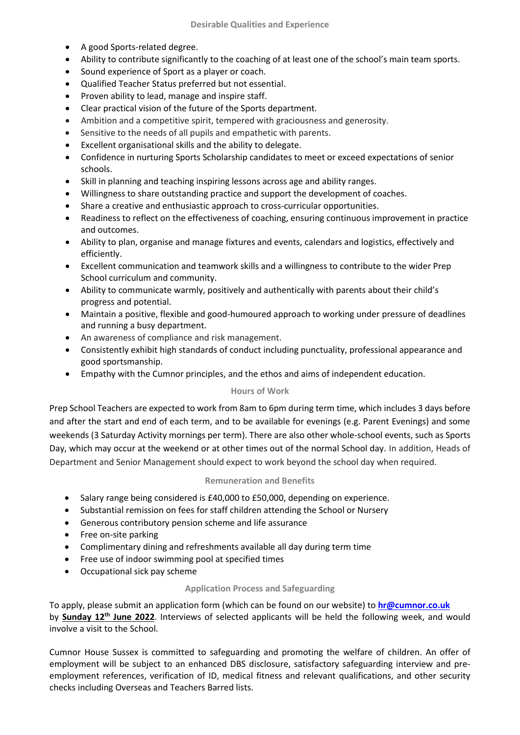## Desirable Qualities and Experience

- A good Sports-related degree.
- Ability to contribute significantly to the coaching of at least one of the school's main team sports.
- Sound experience of Sport as a player or coach.
- Qualified Teacher Status preferred but not essential.
- Proven ability to lead, manage and inspire staff.
- Clear practical vision of the future of the Sports department.
- Ambition and a competitive spirit, tempered with graciousness and generosity.
- Sensitive to the needs of all pupils and empathetic with parents.
- Excellent organisational skills and the ability to delegate.
- Confidence in nurturing Sports Scholarship candidates to meet or exceed expectations of senior schools.
- Skill in planning and teaching inspiring lessons across age and ability ranges.
- Willingness to share outstanding practice and support the development of coaches.
- Share a creative and enthusiastic approach to cross-curricular opportunities.
- Readiness to reflect on the effectiveness of coaching, ensuring continuous improvement in practice and outcomes.
- Ability to plan, organise and manage fixtures and events, calendars and logistics, effectively and efficiently.
- Excellent communication and teamwork skills and a willingness to contribute to the wider Prep School curriculum and community.
- Ability to communicate warmly, positively and authentically with parents about their child's progress and potential.
- Maintain a positive, flexible and good-humoured approach to working under pressure of deadlines and running a busy department.
- An awareness of compliance and risk management.
- Consistently exhibit high standards of conduct including punctuality, professional appearance and good sportsmanship.
- Empathy with the Cumnor principles, and the ethos and aims of independent education.

## Hours of Work

Prep School Teachers are expected to work from 8am to 6pm during term time, which includes 3 days before and after the start and end of each term, and to be available for evenings (e.g. Parent Evenings) and some weekends (3 Saturday Activity mornings per term). There are also other whole-school events, such as Sports Day, which may occur at the weekend or at other times out of the normal School day. In addition, Heads of Department and Senior Management should expect to work beyond the school day when required.

## Remuneration and Benefits

- Salary range being considered is £40,000 to £50,000, depending on experience.
- Substantial remission on fees for staff children attending the School or Nursery
- Generous contributory pension scheme and life assurance
- Free on-site parking
- Complimentary dining and refreshments available all day during term time
- Free use of indoor swimming pool at specified times
- Occupational sick pay scheme

## Application Process and Safeguarding

To apply, please submit an application form (which can be found on our website) to **hr@cumnor.co.uk** by **Sunday 12th June 2022**. Interviews of selected applicants will be held the following week, and would involve a visit to the School.

Cumnor House Sussex is committed to safeguarding and promoting the welfare of children. An offer of employment will be subject to an enhanced DBS disclosure, satisfactory safeguarding interview and pre-employment references, verification of ID, medical fitness and relevant qualifications, and other security checks including Overseas and Teachers Barred lists.